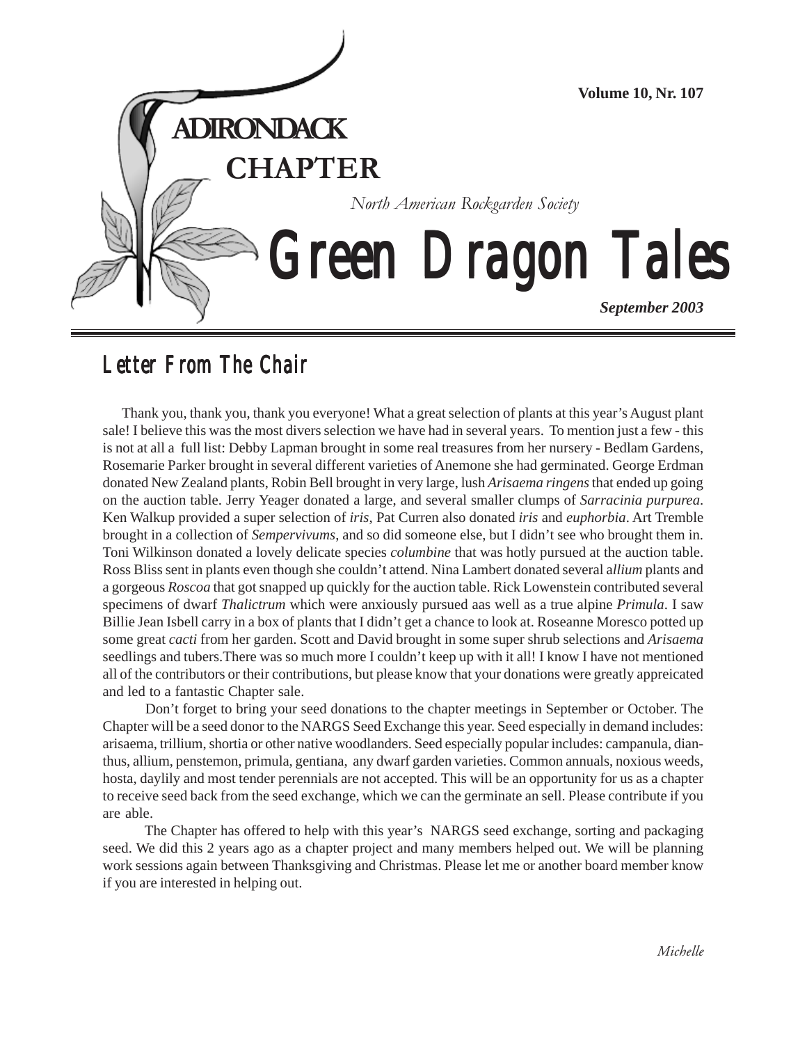# ADIRONDACK CHAPTER

*North American Rockgarden Society*

# Green Dragon Tales

**Volume 10, Nr. 107**

***September 2003***

## Letter From The Chair

Thank you, thank you, thank you everyone! What a great selection of plants at this year's August plant sale! I believe this was the most divers selection we have had in several years. To mention just a few - this is not at all a full list: Debby Lapman brought in some real treasures from her nursery - Bedlam Gardens, Rosemarie Parker brought in several different varieties of Anemone she had germinated. George Erdman donated New Zealand plants, Robin Bell brought in very large, lush *Arisaema ringens* that ended up going on the auction table. Jerry Yeager donated a large, and several smaller clumps of *Sarracinia purpurea*. Ken Walkup provided a super selection of *iris*, Pat Curren also donated *iris* and *euphorbia*. Art Tremble brought in a collection of *Sempervivums*, and so did someone else, but I didn't see who brought them in. Toni Wilkinson donated a lovely delicate species *columbine* that was hotly pursued at the auction table. Ross Bliss sent in plants even though she couldn't attend. Nina Lambert donated several a*llium* plants and a gorgeous *Roscoa* that got snapped up quickly for the auction table. Rick Lowenstein contributed several specimens of dwarf *Thalictrum* which were anxiously pursued aas well as a true alpine *Primula*. I saw Billie Jean Isbell carry in a box of plants that I didn't get a chance to look at. Roseanne Moresco potted up some great *cacti* from her garden. Scott and David brought in some super shrub selections and *Arisaema* seedlings and tubers.There was so much more I couldn't keep up with it all! I know I have not mentioned all of the contributors or their contributions, but please know that your donations were greatly appreicated and led to a fantastic Chapter sale.

Don't forget to bring your seed donations to the chapter meetings in September or October. The Chapter will be a seed donor to the NARGS Seed Exchange this year. Seed especially in demand includes: arisaema, trillium, shortia or other native woodlanders. Seed especially popular includes: campanula, dianthus, allium, penstemon, primula, gentiana, any dwarf garden varieties. Common annuals, noxious weeds, hosta, daylily and most tender perennials are not accepted. This will be an opportunity for us as a chapter to receive seed back from the seed exchange, which we can the germinate an sell. Please contribute if you are able.

The Chapter has offered to help with this year's NARGS seed exchange, sorting and packaging seed. We did this 2 years ago as a chapter project and many members helped out. We will be planning work sessions again between Thanksgiving and Christmas. Please let me or another board member know if you are interested in helping out.

*Michelle*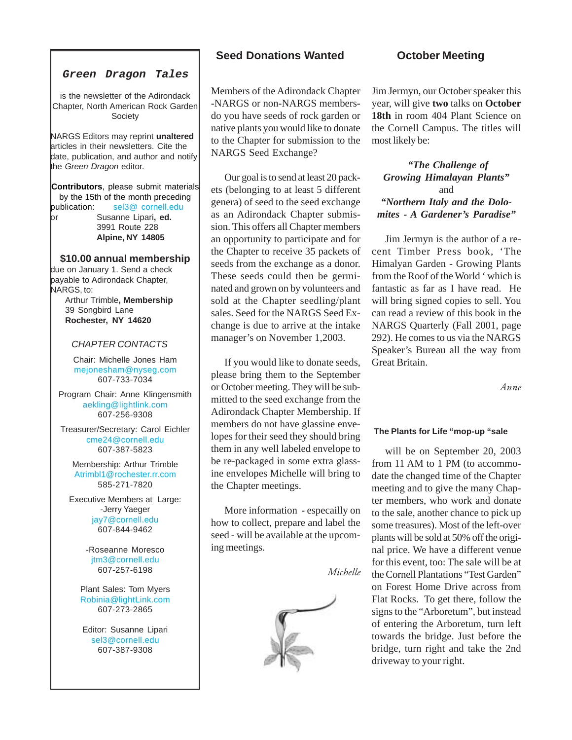## Green Dragon Tales

is the newsletter of the Adirondack Chapter, North American Rock Garden Society

NARGS Editors may reprint **unaltered** articles in their newsletters. Cite the date, publication, and author and notify the *Green Dragon* editor.

**Contributors**, please submit materials by the 15th of the month preceding publication: sel3@ cornell.edu
or Susanne Lipari**, ed.**
3991 Route 228
**Alpine, NY 14805**

**$10.00 annual membership**
due on January 1. Send a check payable to Adirondack Chapter, NARGS, to:
Arthur Trimble**, Membership**
39 Songbird Lane
**Rochester, NY 14620**

*CHAPTER CONTACTS*

Chair: Michelle Jones Ham
mejonesham@nyseg.com
607-733-7034

Program Chair: Anne Klingensmith
aekling@lightlink.com
607-256-9308

Treasurer/Secretary: Carol Eichler
cme24@cornell.edu
607-387-5823

Membership: Arthur Trimble
Atrimbl1@rochester.rr.com
585-271-7820

Executive Members at Large:
-Jerry Yaeger
jay7@cornell.edu
607-844-9462

-Roseanne Moresco
jtm3@cornell.edu
607-257-6198

Plant Sales: Tom Myers
Robinia@lightLink.com
607-273-2865

Editor: Susanne Lipari
sel3@cornell.edu
607-387-9308

## Seed Donations Wanted

Members of the Adirondack Chapter -NARGS or non-NARGS members- do you have seeds of rock garden or native plants you would like to donate to the Chapter for submission to the NARGS Seed Exchange?

Our goal is to send at least 20 packets (belonging to at least 5 different genera) of seed to the seed exchange as an Adirondack Chapter submission. This offers all Chapter members an opportunity to participate and for the Chapter to receive 35 packets of seeds from the exchange as a donor. These seeds could then be germinated and grown on by volunteers and sold at the Chapter seedling/plant sales. Seed for the NARGS Seed Exchange is due to arrive at the intake manager's on November 1,2003.

If you would like to donate seeds, please bring them to the September or October meeting. They will be submitted to the seed exchange from the Adirondack Chapter Membership. If members do not have glassine envelopes for their seed they should bring them in any well labeled envelope to be re-packaged in some extra glassine envelopes Michelle will bring to the Chapter meetings.

More information - especailly on how to collect, prepare and label the seed - will be available at the upcoming meetings.

*Michelle*

## October Meeting

Jim Jermyn, our October speaker this year, will give **two** talks on **October 18th** in room 404 Plant Science on the Cornell Campus. The titles will most likely be:

***"The Challenge of Growing Himalayan Plants"***
and
***"Northern Italy and the Dolomites - A Gardener's Paradise"***

Jim Jermyn is the author of a recent Timber Press book, 'The Himalayan Garden - Growing Plants from the Roof of the World ' which is fantastic as far as I have read. He will bring signed copies to sell. You can read a review of this book in the NARGS Quarterly (Fall 2001, page 292). He comes to us via the NARGS Speaker's Bureau all the way from Great Britain.

*Anne*

### The Plants for Life "mop-up "sale

will be on September 20, 2003 from 11 AM to 1 PM (to accommodate the changed time of the Chapter meeting and to give the many Chapter members, who work and donate to the sale, another chance to pick up some treasures). Most of the left-over plants will be sold at 50% off the original price. We have a different venue for this event, too: The sale will be at the Cornell Plantations "Test Garden" on Forest Home Drive across from Flat Rocks. To get there, follow the signs to the "Arboretum", but instead of entering the Arboretum, turn left towards the bridge. Just before the bridge, turn right and take the 2nd driveway to your right.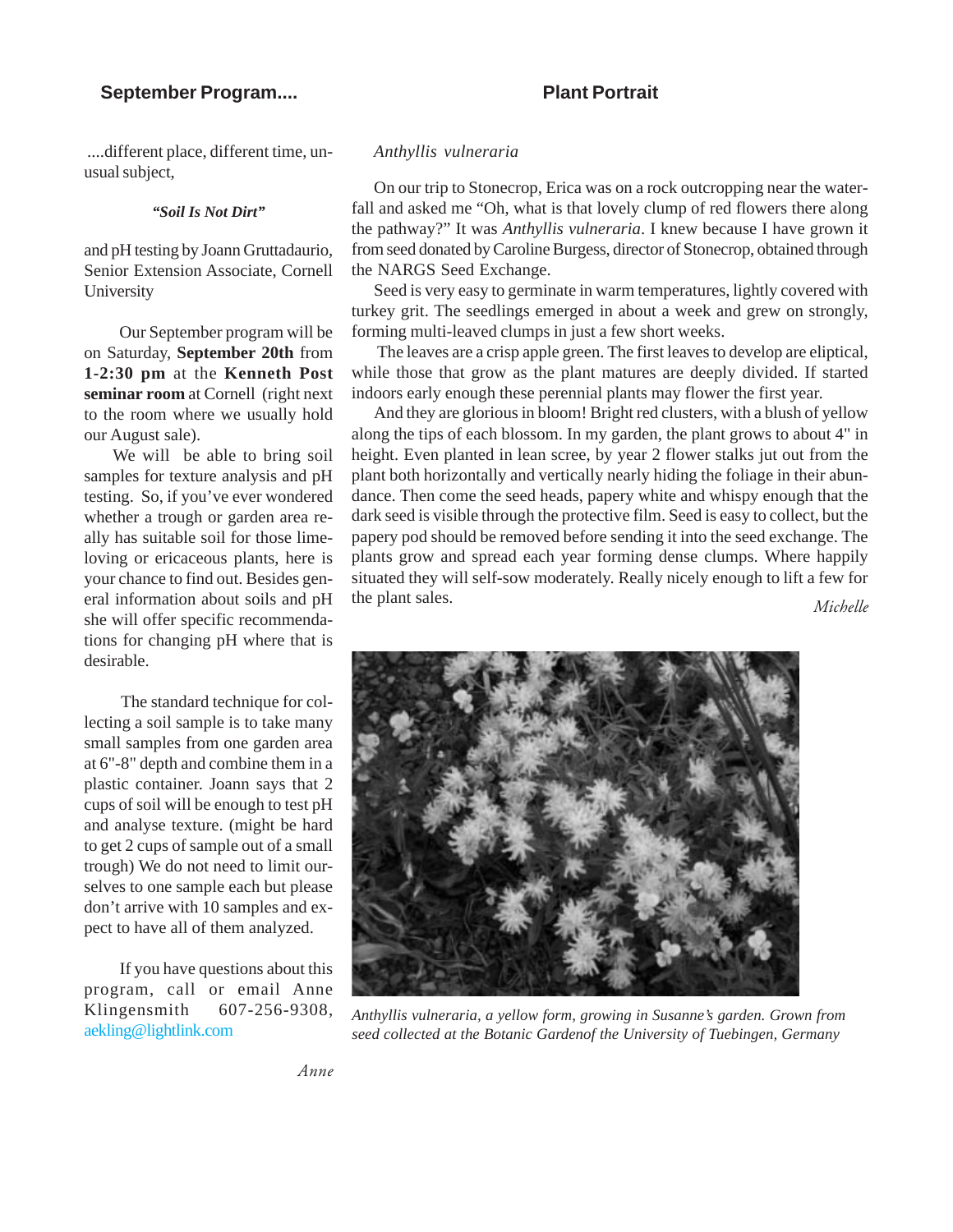## September Program....

....different place, different time, unusual subject,

***"Soil Is Not Dirt"***

and pH testing by Joann Gruttadaurio, Senior Extension Associate, Cornell University

Our September program will be on Saturday, **September 20th** from **1-2:30 pm** at the **Kenneth Post seminar room** at Cornell (right next to the room where we usually hold our August sale).

We will be able to bring soil samples for texture analysis and pH testing. So, if you've ever wondered whether a trough or garden area really has suitable soil for those lime-loving or ericaceous plants, here is your chance to find out. Besides general information about soils and pH she will offer specific recommendations for changing pH where that is desirable.

The standard technique for collecting a soil sample is to take many small samples from one garden area at 6"-8" depth and combine them in a plastic container. Joann says that 2 cups of soil will be enough to test pH and analyse texture. (might be hard to get 2 cups of sample out of a small trough) We do not need to limit ourselves to one sample each but please don't arrive with 10 samples and expect to have all of them analyzed.

If you have questions about this program, call or email Anne Klingensmith 607-256-9308, aekling@lightlink.com

*Anne*

## Plant Portrait

*Anthyllis vulneraria*

On our trip to Stonecrop, Erica was on a rock outcropping near the waterfall and asked me "Oh, what is that lovely clump of red flowers there along the pathway?" It was *Anthyllis vulneraria*. I knew because I have grown it from seed donated by Caroline Burgess, director of Stonecrop, obtained through the NARGS Seed Exchange.

Seed is very easy to germinate in warm temperatures, lightly covered with turkey grit. The seedlings emerged in about a week and grew on strongly, forming multi-leaved clumps in just a few short weeks.

The leaves are a crisp apple green. The first leaves to develop are eliptical, while those that grow as the plant matures are deeply divided. If started indoors early enough these perennial plants may flower the first year.

And they are glorious in bloom! Bright red clusters, with a blush of yellow along the tips of each blossom. In my garden, the plant grows to about 4" in height. Even planted in lean scree, by year 2 flower stalks jut out from the plant both horizontally and vertically nearly hiding the foliage in their abundance. Then come the seed heads, papery white and whispy enough that the dark seed is visible through the protective film. Seed is easy to collect, but the papery pod should be removed before sending it into the seed exchange. The plants grow and spread each year forming dense clumps. Where happily situated they will self-sow moderately. Really nicely enough to lift a few for the plant sales.

*Michelle*

*Anthyllis vulneraria, a yellow form, growing in Susanne's garden. Grown from seed collected at the Botanic Gardenof the University of Tuebingen, Germany*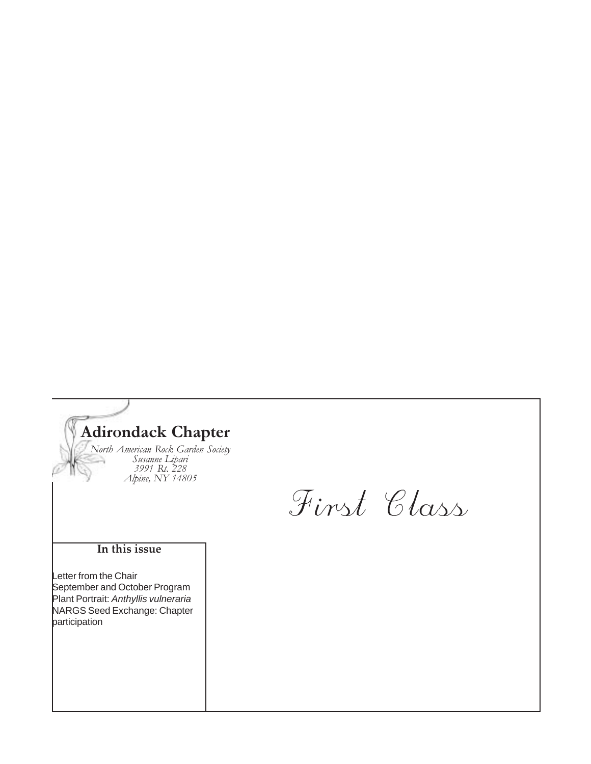**Adirondack Chapter**

*North American Rock Garden Society*
*Susanne Lipari*
*3991 Rt. 228*
*Alpine, NY 14805*

*First Class*

**In this issue**

Letter from the Chair
September and October Program
Plant Portrait: *Anthyllis vulneraria*
NARGS Seed Exchange: Chapter participation